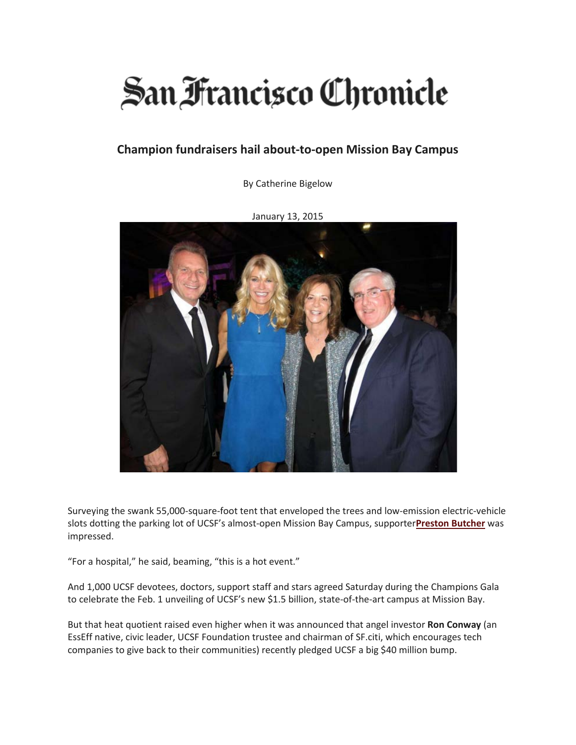# San Francisco Chronicle

## Champion fundraisers hail about-to-open Mission Bay Campus

By Catherine Bigelow

January 13, 2015

Surveying the swank 55,000-square-foot tent that enveloped the trees and low-emission electric-vehicle slots dotting the parking lot of UCSF's almost-open Mission Bay Campus, supporter**Preston Butcher** was impressed.

"For a hospital," he said, beaming, "this is a hot event."

And 1,000 UCSF devotees, doctors, support staff and stars agreed Saturday during the Champions Gala to celebrate the Feb. 1 unveiling of UCSF's new $1.5 billion, state-of-the-art campus at Mission Bay.

But that heat quotient raised even higher when it was announced that angel investor **Ron Conway** (an EssEff native, civic leader, UCSF Foundation trustee and chairman of SF.citi, which encourages tech companies to give back to their communities) recently pledged UCSF a big $40 million bump.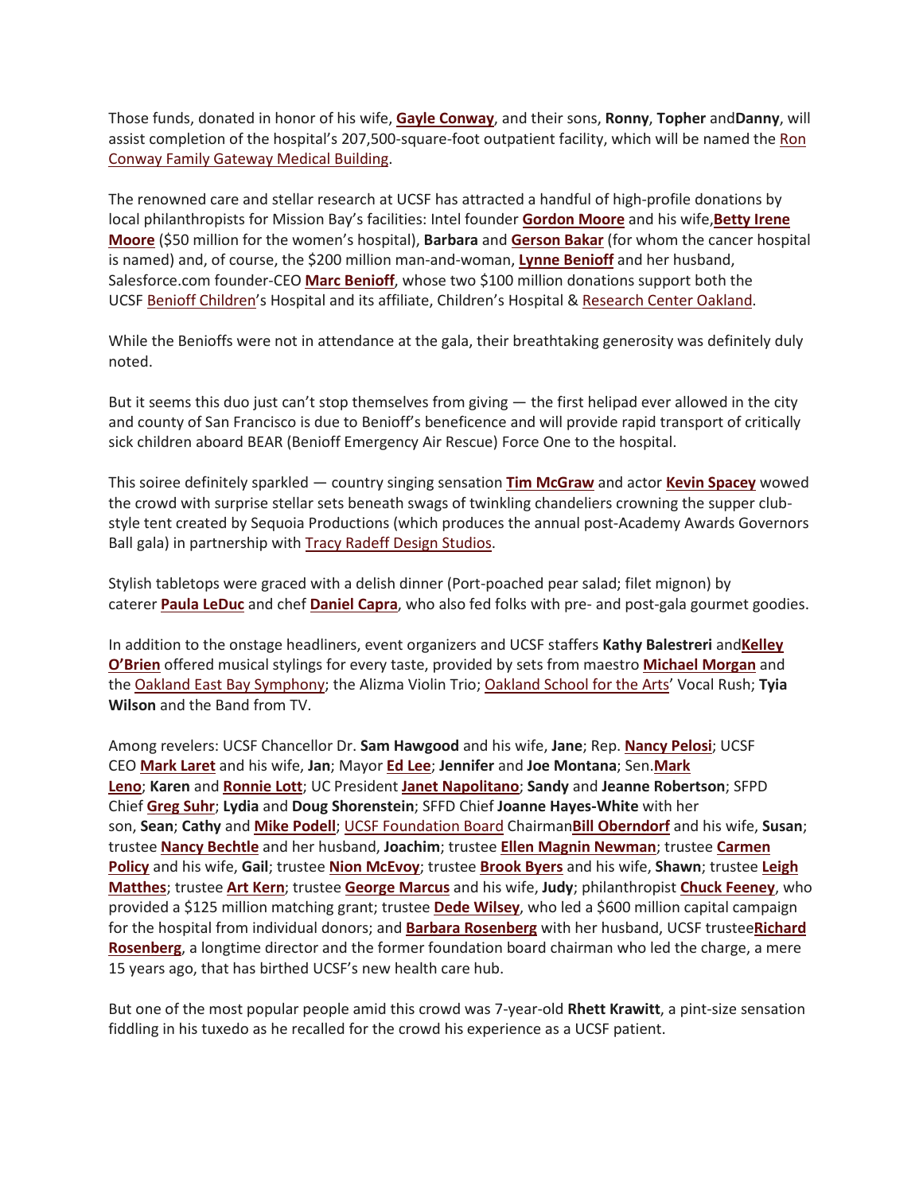Those funds, donated in honor of his wife, **Gayle Conway**, and their sons, **Ronny**, **Topher** and**Danny**, will assist completion of the hospital's 207,500-square-foot outpatient facility, which will be named the Ron Conway Family Gateway Medical Building.

The renowned care and stellar research at UCSF has attracted a handful of high-profile donations by local philanthropists for Mission Bay's facilities: Intel founder **Gordon Moore** and his wife,**Betty Irene Moore** ($50 million for the women's hospital), **Barbara** and **Gerson Bakar** (for whom the cancer hospital is named) and, of course, the $200 million man-and-woman, **Lynne Benioff** and her husband, Salesforce.com founder-CEO **Marc Benioff**, whose two $100 million donations support both the UCSF Benioff Children's Hospital and its affiliate, Children's Hospital & Research Center Oakland.

While the Benioffs were not in attendance at the gala, their breathtaking generosity was definitely duly noted.

But it seems this duo just can't stop themselves from giving — the first helipad ever allowed in the city and county of San Francisco is due to Benioff's beneficence and will provide rapid transport of critically sick children aboard BEAR (Benioff Emergency Air Rescue) Force One to the hospital.

This soiree definitely sparkled — country singing sensation **Tim McGraw** and actor **Kevin Spacey** wowed the crowd with surprise stellar sets beneath swags of twinkling chandeliers crowning the supper club-style tent created by Sequoia Productions (which produces the annual post-Academy Awards Governors Ball gala) in partnership with Tracy Radeff Design Studios.

Stylish tabletops were graced with a delish dinner (Port-poached pear salad; filet mignon) by caterer **Paula LeDuc** and chef **Daniel Capra**, who also fed folks with pre- and post-gala gourmet goodies.

In addition to the onstage headliners, event organizers and UCSF staffers **Kathy Balestreri** and**Kelley O'Brien** offered musical stylings for every taste, provided by sets from maestro **Michael Morgan** and the Oakland East Bay Symphony; the Alizma Violin Trio; Oakland School for the Arts' Vocal Rush; **Tyia Wilson** and the Band from TV.

Among revelers: UCSF Chancellor Dr. **Sam Hawgood** and his wife, **Jane**; Rep. **Nancy Pelosi**; UCSF CEO **Mark Laret** and his wife, **Jan**; Mayor **Ed Lee**; **Jennifer** and **Joe Montana**; Sen.**Mark Leno**; **Karen** and **Ronnie Lott**; UC President **Janet Napolitano**; **Sandy** and **Jeanne Robertson**; SFPD Chief **Greg Suhr**; **Lydia** and **Doug Shorenstein**; SFFD Chief **Joanne Hayes-White** with her son, **Sean**; **Cathy** and **Mike Podell**; UCSF Foundation Board Chairman**Bill Oberndorf** and his wife, **Susan**; trustee **Nancy Bechtle** and her husband, **Joachim**; trustee **Ellen Magnin Newman**; trustee **Carmen Policy** and his wife, **Gail**; trustee **Nion McEvoy**; trustee **Brook Byers** and his wife, **Shawn**; trustee **Leigh Matthes**; trustee **Art Kern**; trustee **George Marcus** and his wife, **Judy**; philanthropist **Chuck Feeney**, who provided a $125 million matching grant; trustee **Dede Wilsey**, who led a $600 million capital campaign for the hospital from individual donors; and **Barbara Rosenberg** with her husband, UCSF trustee**Richard Rosenberg**, a longtime director and the former foundation board chairman who led the charge, a mere 15 years ago, that has birthed UCSF's new health care hub.

But one of the most popular people amid this crowd was 7-year-old **Rhett Krawitt**, a pint-size sensation fiddling in his tuxedo as he recalled for the crowd his experience as a UCSF patient.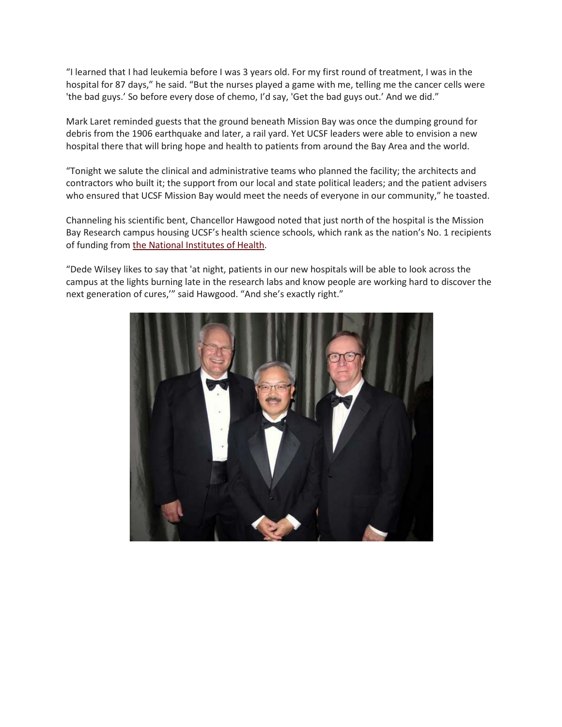"I learned that I had leukemia before I was 3 years old. For my first round of treatment, I was in the hospital for 87 days," he said. "But the nurses played a game with me, telling me the cancer cells were 'the bad guys.' So before every dose of chemo, I'd say, 'Get the bad guys out.' And we did."

Mark Laret reminded guests that the ground beneath Mission Bay was once the dumping ground for debris from the 1906 earthquake and later, a rail yard. Yet UCSF leaders were able to envision a new hospital there that will bring hope and health to patients from around the Bay Area and the world.

"Tonight we salute the clinical and administrative teams who planned the facility; the architects and contractors who built it; the support from our local and state political leaders; and the patient advisers who ensured that UCSF Mission Bay would meet the needs of everyone in our community," he toasted.

Channeling his scientific bent, Chancellor Hawgood noted that just north of the hospital is the Mission Bay Research campus housing UCSF's health science schools, which rank as the nation's No. 1 recipients of funding from the National Institutes of Health.

"Dede Wilsey likes to say that 'at night, patients in our new hospitals will be able to look across the campus at the lights burning late in the research labs and know people are working hard to discover the next generation of cures,'" said Hawgood. "And she's exactly right."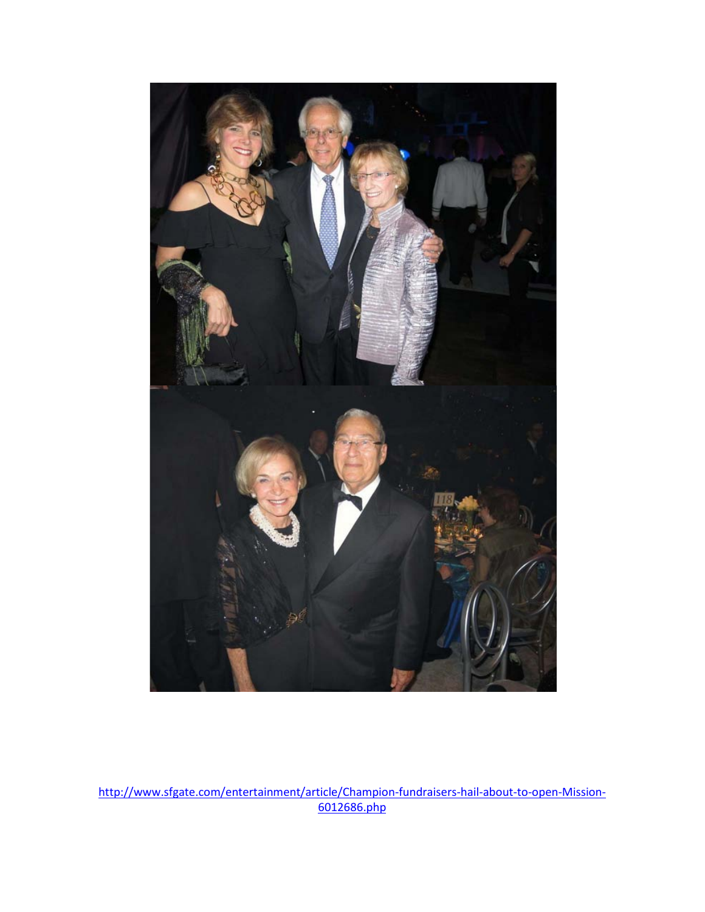http://www.sfgate.com/entertainment/article/Champion-fundraisers-hail-about-to-open-Mission-6012686.php